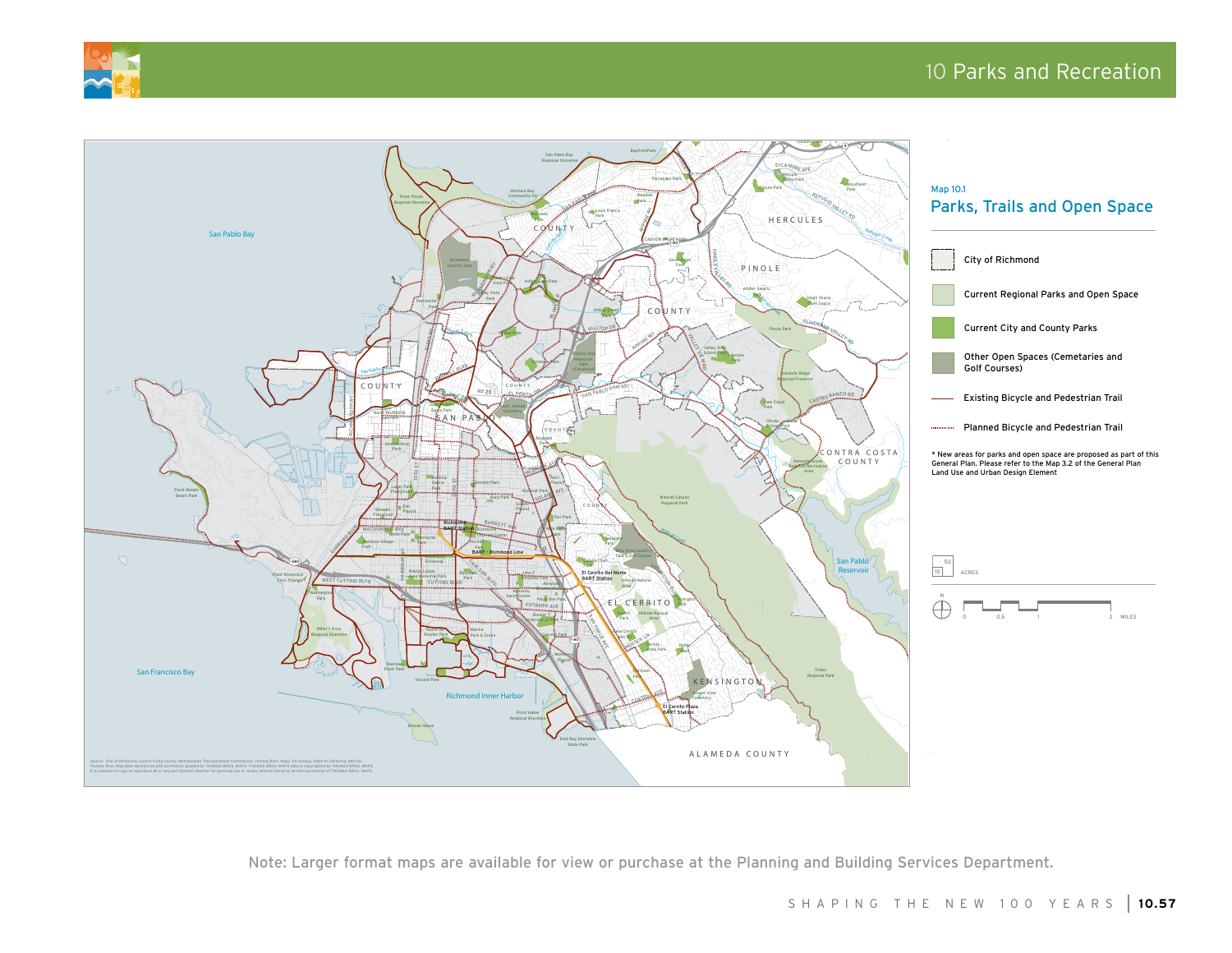Map 10.1

## Parks, Trails and Open Space

- City of Richmond
- Current Regional Parks and Open Space
- Current City and County Parks
- Other Open Spaces (Cemetaries and Golf Courses)
- Existing Bicycle and Pedestrian Trail
- Planned Bicycle and Pedestrian Trail

\* New areas for parks and open space are proposed as part of this General Plan. Please refer to the Map 3.2 of the General Plan Land Use and Urban Design Element

Note: Larger format maps are available for view or purchase at the Planning and Building Services Department.